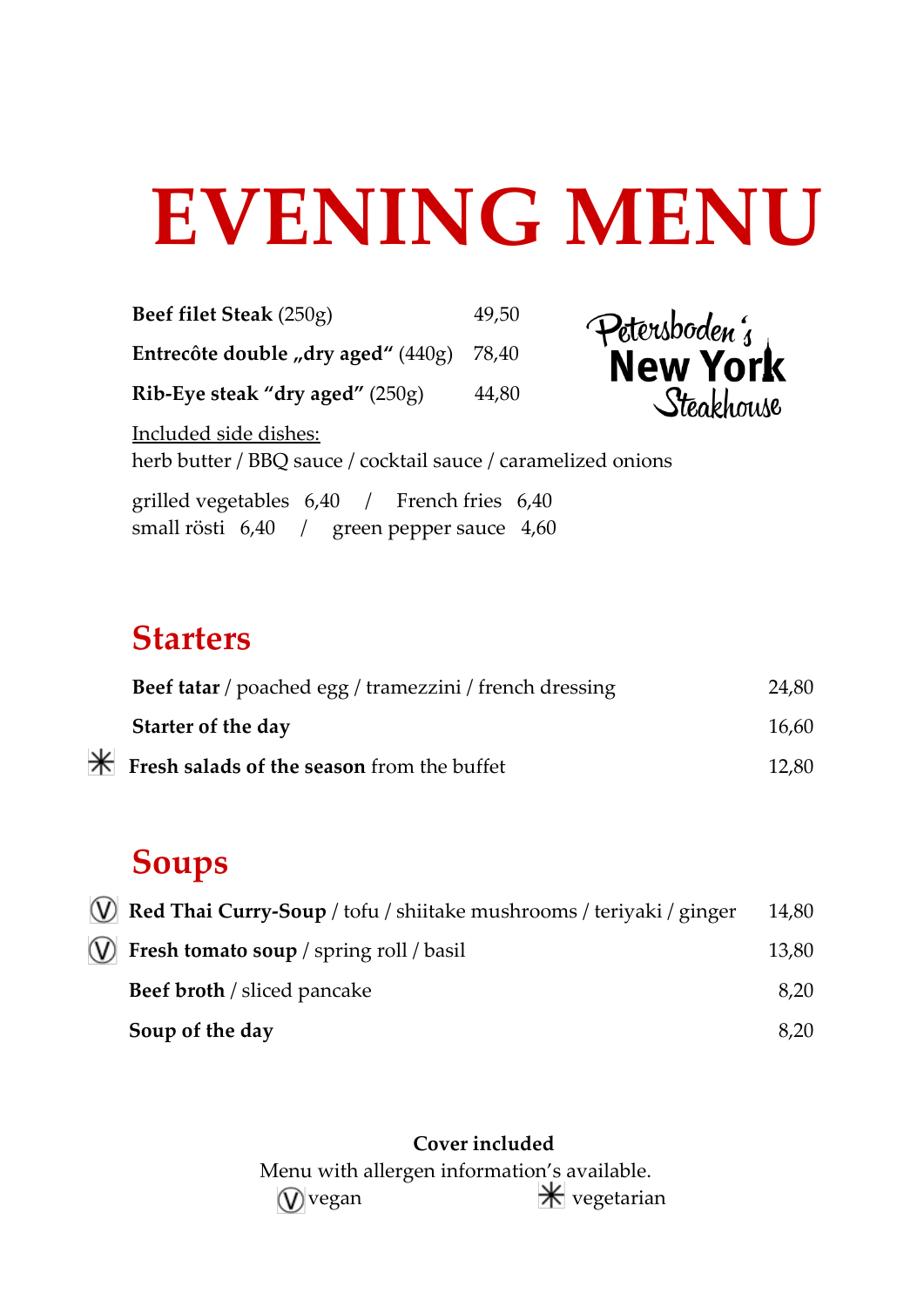# EVENING MENU

Petersboden's New York Steakhouse

| | |
|---|---|
| **Beef filet Steak** (250g) | 49,50 |
| **Entrecôte double „dry aged“** (440g) | 78,40 |
| **Rib-Eye steak “dry aged”** (250g) | 44,80 |

Included side dishes:
herb butter / BBQ sauce / cocktail sauce / caramelized onions

grilled vegetables 6,40 / French fries 6,40
small rösti 6,40 / green pepper sauce 4,60

## Starters

| | |
|---|---|
| **Beef tatar** / poached egg / tramezzini / french dressing | 24,80 |
| **Starter of the day** | 16,60 |
| ✳ **Fresh salads of the season** from the buffet | 12,80 |

## Soups

| | |
|---|---|
| Ⓥ **Red Thai Curry-Soup** / tofu / shiitake mushrooms / teriyaki / ginger | 14,80 |
| Ⓥ **Fresh tomato soup** / spring roll / basil | 13,80 |
| **Beef broth** / sliced pancake | 8,20 |
| **Soup of the day** | 8,20 |

**Cover included**
Menu with allergen information's available.
Ⓥ vegan ✳ vegetarian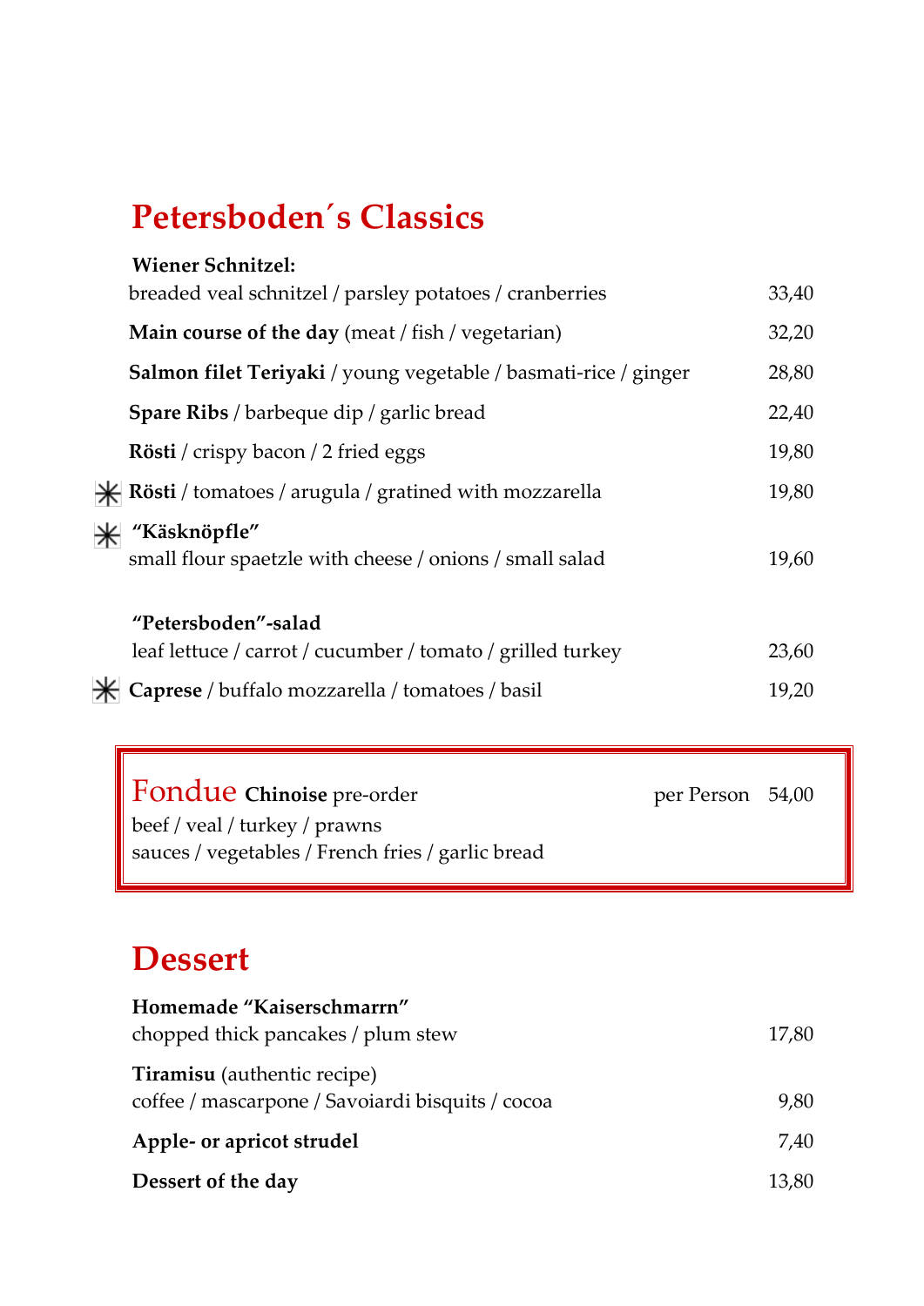# Petersboden´s Classics

**Wiener Schnitzel:**
breaded veal schnitzel / parsley potatoes / cranberries 33,40

**Main course of the day** (meat / fish / vegetarian) 32,20

**Salmon filet Teriyaki** / young vegetable / basmati-rice / ginger 28,80

**Spare Ribs** / barbeque dip / garlic bread 22,40

**Rösti** / crispy bacon / 2 fried eggs 19,80

✳ **Rösti** / tomatoes / arugula / gratined with mozzarella 19,80

✳ **"Käsknöpfle"**
small flour spaetzle with cheese / onions / small salad 19,60

**"Petersboden"-salad**
leaf lettuce / carrot / cucumber / tomato / grilled turkey 23,60

✳ **Caprese** / buffalo mozzarella / tomatoes / basil 19,20

Fondue **Chinoise** pre-order per Person 54,00
beef / veal / turkey / prawns
sauces / vegetables / French fries / garlic bread

# Dessert

**Homemade "Kaiserschmarrn"**
chopped thick pancakes / plum stew 17,80

**Tiramisu** (authentic recipe)
coffee / mascarpone / Savoiardi bisquits / cocoa 9,80

**Apple- or apricot strudel** 7,40

**Dessert of the day** 13,80